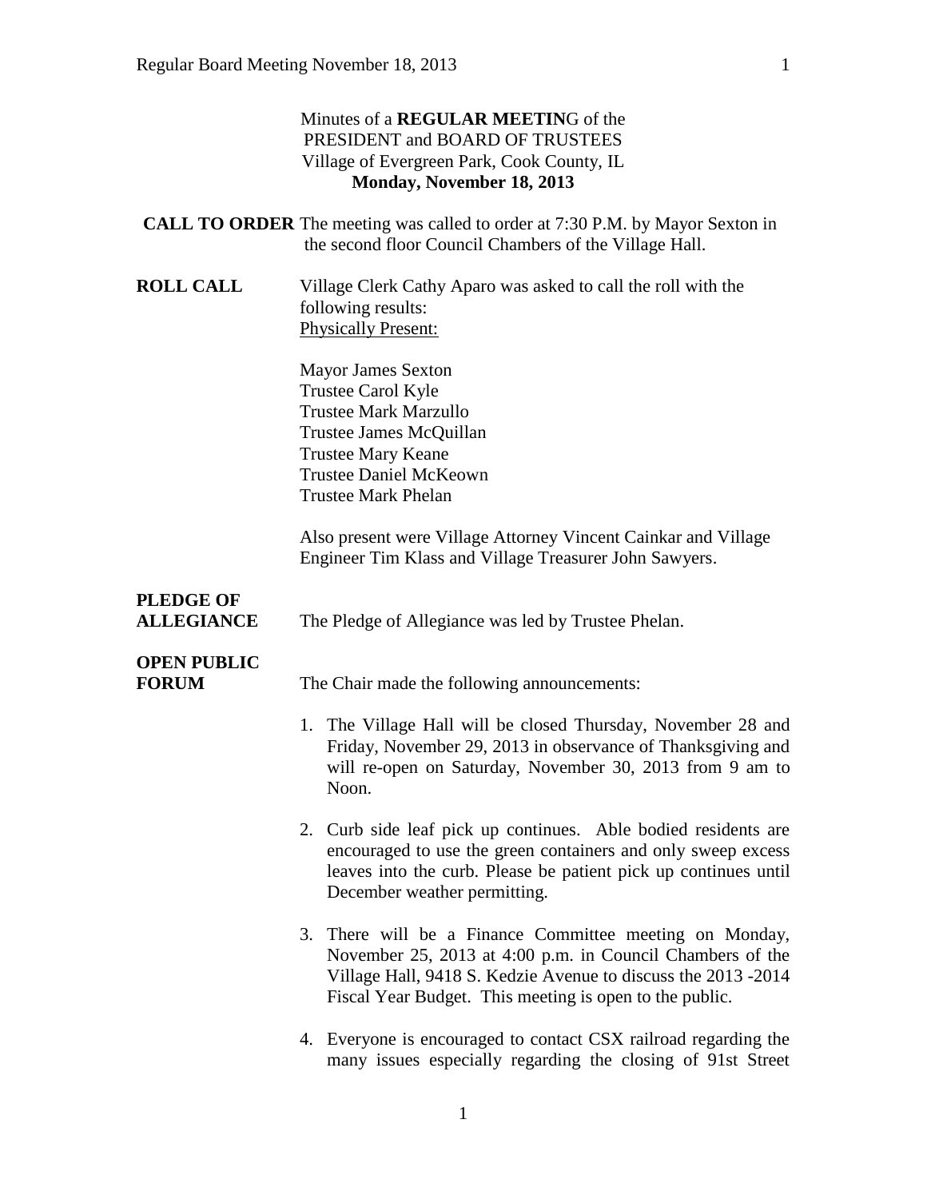Minutes of a **REGULAR MEETIN**G of the
PRESIDENT and BOARD OF TRUSTEES
Village of Evergreen Park, Cook County, IL
**Monday, November 18, 2013**

**CALL TO ORDER** The meeting was called to order at 7:30 P.M. by Mayor Sexton in the second floor Council Chambers of the Village Hall.

**ROLL CALL** Village Clerk Cathy Aparo was asked to call the roll with the following results:

Physically Present:

Mayor James Sexton
Trustee Carol Kyle
Trustee Mark Marzullo
Trustee James McQuillan
Trustee Mary Keane
Trustee Daniel McKeown
Trustee Mark Phelan

Also present were Village Attorney Vincent Cainkar and Village Engineer Tim Klass and Village Treasurer John Sawyers.

**PLEDGE OF ALLEGIANCE** The Pledge of Allegiance was led by Trustee Phelan.

**OPEN PUBLIC FORUM** The Chair made the following announcements:

1. The Village Hall will be closed Thursday, November 28 and Friday, November 29, 2013 in observance of Thanksgiving and will re-open on Saturday, November 30, 2013 from 9 am to Noon.

2. Curb side leaf pick up continues. Able bodied residents are encouraged to use the green containers and only sweep excess leaves into the curb. Please be patient pick up continues until December weather permitting.

3. There will be a Finance Committee meeting on Monday, November 25, 2013 at 4:00 p.m. in Council Chambers of the Village Hall, 9418 S. Kedzie Avenue to discuss the 2013 -2014 Fiscal Year Budget. This meeting is open to the public.

4. Everyone is encouraged to contact CSX railroad regarding the many issues especially regarding the closing of 91st Street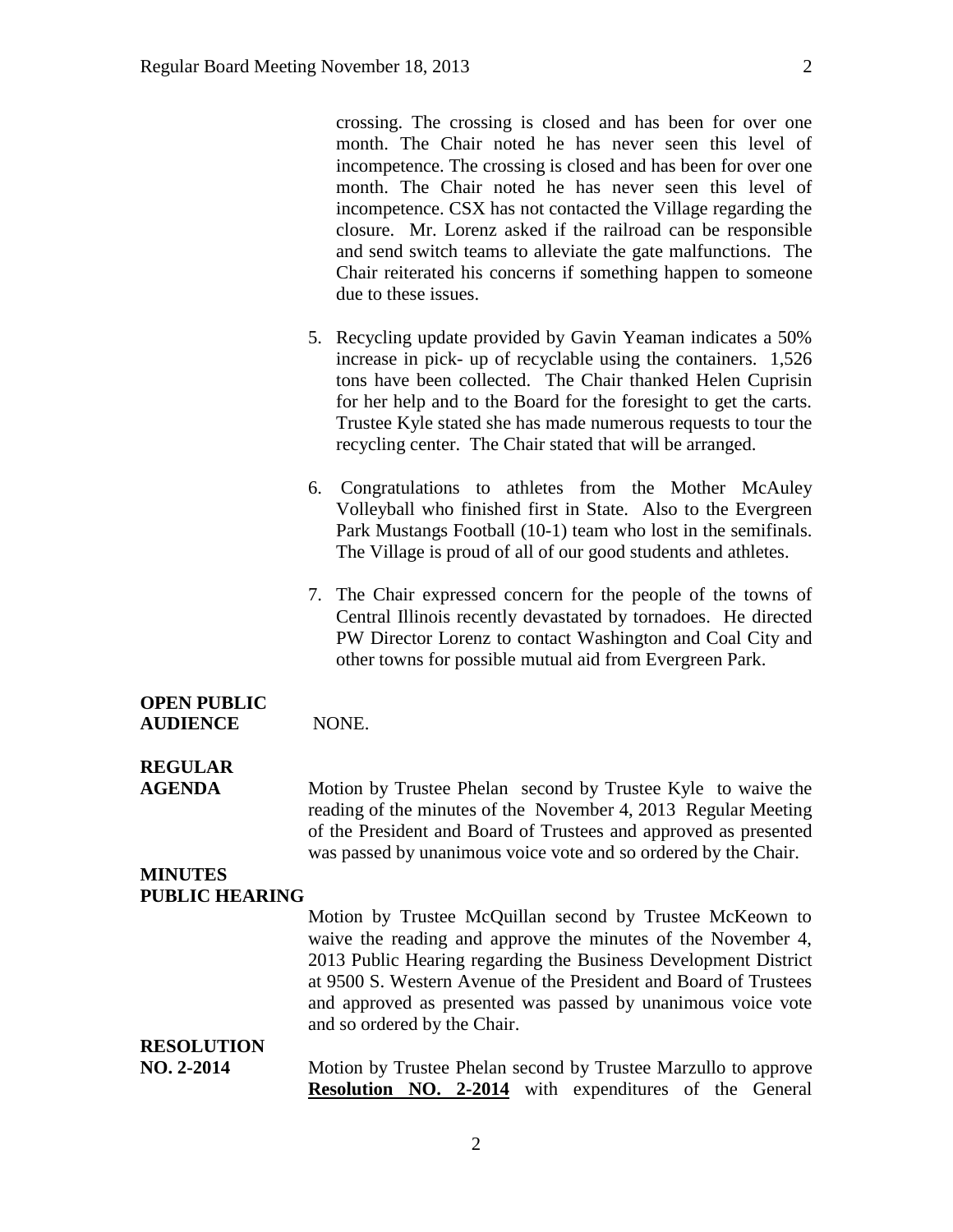crossing. The crossing is closed and has been for over one month. The Chair noted he has never seen this level of incompetence. The crossing is closed and has been for over one month. The Chair noted he has never seen this level of incompetence. CSX has not contacted the Village regarding the closure. Mr. Lorenz asked if the railroad can be responsible and send switch teams to alleviate the gate malfunctions. The Chair reiterated his concerns if something happen to someone due to these issues.

5. Recycling update provided by Gavin Yeaman indicates a 50% increase in pick- up of recyclable using the containers. 1,526 tons have been collected. The Chair thanked Helen Cuprisin for her help and to the Board for the foresight to get the carts. Trustee Kyle stated she has made numerous requests to tour the recycling center. The Chair stated that will be arranged.

6. Congratulations to athletes from the Mother McAuley Volleyball who finished first in State. Also to the Evergreen Park Mustangs Football (10-1) team who lost in the semifinals. The Village is proud of all of our good students and athletes.

7. The Chair expressed concern for the people of the towns of Central Illinois recently devastated by tornadoes. He directed PW Director Lorenz to contact Washington and Coal City and other towns for possible mutual aid from Evergreen Park.

**OPEN PUBLIC AUDIENCE** NONE.

**REGULAR AGENDA** Motion by Trustee Phelan second by Trustee Kyle to waive the reading of the minutes of the November 4, 2013 Regular Meeting of the President and Board of Trustees and approved as presented was passed by unanimous voice vote and so ordered by the Chair.

**MINUTES PUBLIC HEARING** Motion by Trustee McQuillan second by Trustee McKeown to waive the reading and approve the minutes of the November 4, 2013 Public Hearing regarding the Business Development District at 9500 S. Western Avenue of the President and Board of Trustees and approved as presented was passed by unanimous voice vote and so ordered by the Chair.

**RESOLUTION NO. 2-2014** Motion by Trustee Phelan second by Trustee Marzullo to approve **Resolution NO. 2-2014** with expenditures of the General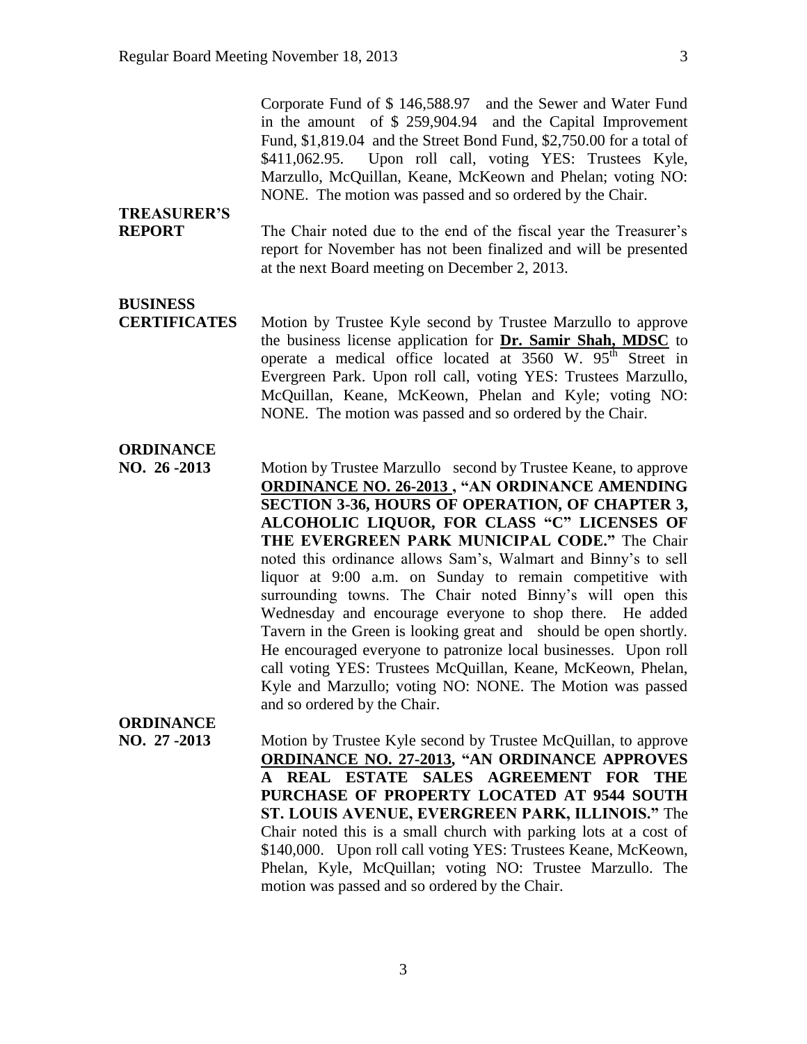Corporate Fund of $ 146,588.97 and the Sewer and Water Fund in the amount of $ 259,904.94 and the Capital Improvement Fund, $1,819.04 and the Street Bond Fund, $2,750.00 for a total of $411,062.95. Upon roll call, voting YES: Trustees Kyle, Marzullo, McQuillan, Keane, McKeown and Phelan; voting NO: NONE. The motion was passed and so ordered by the Chair.

**TREASURER'S REPORT**

The Chair noted due to the end of the fiscal year the Treasurer's report for November has not been finalized and will be presented at the next Board meeting on December 2, 2013.

**BUSINESS CERTIFICATES**

Motion by Trustee Kyle second by Trustee Marzullo to approve the business license application for **Dr. Samir Shah, MDSC** to operate a medical office located at 3560 W. 95th Street in Evergreen Park. Upon roll call, voting YES: Trustees Marzullo, McQuillan, Keane, McKeown, Phelan and Kyle; voting NO: NONE. The motion was passed and so ordered by the Chair.

**ORDINANCE NO. 26 -2013**

Motion by Trustee Marzullo second by Trustee Keane, to approve **ORDINANCE NO. 26-2013 , "AN ORDINANCE AMENDING SECTION 3-36, HOURS OF OPERATION, OF CHAPTER 3, ALCOHOLIC LIQUOR, FOR CLASS "C" LICENSES OF THE EVERGREEN PARK MUNICIPAL CODE."** The Chair noted this ordinance allows Sam's, Walmart and Binny's to sell liquor at 9:00 a.m. on Sunday to remain competitive with surrounding towns. The Chair noted Binny's will open this Wednesday and encourage everyone to shop there. He added Tavern in the Green is looking great and should be open shortly. He encouraged everyone to patronize local businesses. Upon roll call voting YES: Trustees McQuillan, Keane, McKeown, Phelan, Kyle and Marzullo; voting NO: NONE. The Motion was passed and so ordered by the Chair.

**ORDINANCE NO. 27 -2013**

Motion by Trustee Kyle second by Trustee McQuillan, to approve **ORDINANCE NO. 27-2013, "AN ORDINANCE APPROVES A REAL ESTATE SALES AGREEMENT FOR THE PURCHASE OF PROPERTY LOCATED AT 9544 SOUTH ST. LOUIS AVENUE, EVERGREEN PARK, ILLINOIS."** The Chair noted this is a small church with parking lots at a cost of $140,000. Upon roll call voting YES: Trustees Keane, McKeown, Phelan, Kyle, McQuillan; voting NO: Trustee Marzullo. The motion was passed and so ordered by the Chair.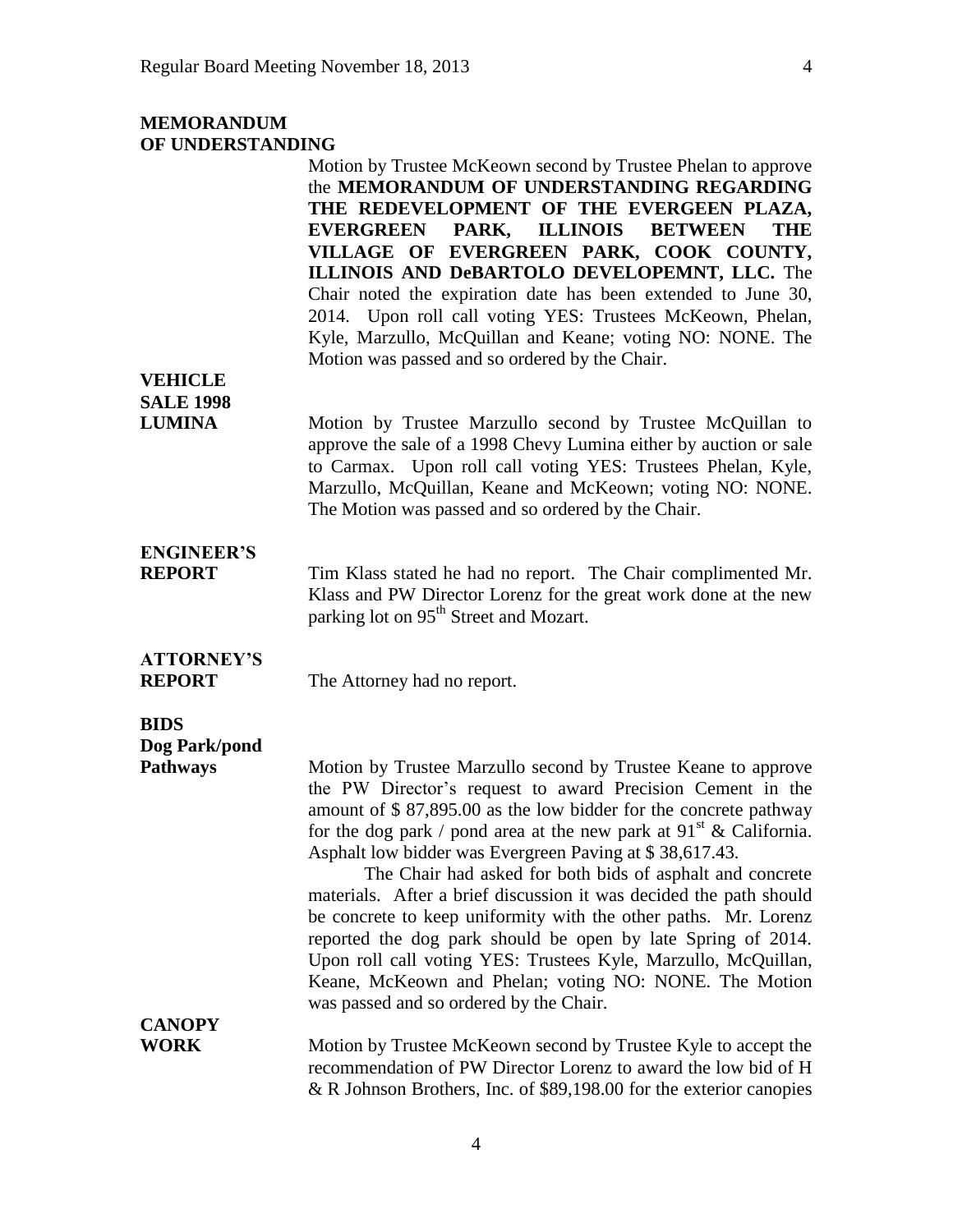**MEMORANDUM OF UNDERSTANDING**

Motion by Trustee McKeown second by Trustee Phelan to approve the **MEMORANDUM OF UNDERSTANDING REGARDING THE REDEVELOPMENT OF THE EVERGEEN PLAZA, EVERGREEN PARK, ILLINOIS BETWEEN THE VILLAGE OF EVERGREEN PARK, COOK COUNTY, ILLINOIS AND DeBARTOLO DEVELOPEMNT, LLC.** The Chair noted the expiration date has been extended to June 30, 2014. Upon roll call voting YES: Trustees McKeown, Phelan, Kyle, Marzullo, McQuillan and Keane; voting NO: NONE. The Motion was passed and so ordered by the Chair.

**VEHICLE SALE 1998 LUMINA**

Motion by Trustee Marzullo second by Trustee McQuillan to approve the sale of a 1998 Chevy Lumina either by auction or sale to Carmax. Upon roll call voting YES: Trustees Phelan, Kyle, Marzullo, McQuillan, Keane and McKeown; voting NO: NONE. The Motion was passed and so ordered by the Chair.

**ENGINEER'S REPORT**

Tim Klass stated he had no report. The Chair complimented Mr. Klass and PW Director Lorenz for the great work done at the new parking lot on 95th Street and Mozart.

**ATTORNEY'S REPORT**

The Attorney had no report.

**BIDS**

**Dog Park/pond Pathways**

Motion by Trustee Marzullo second by Trustee Keane to approve the PW Director's request to award Precision Cement in the amount of $ 87,895.00 as the low bidder for the concrete pathway for the dog park / pond area at the new park at 91st & California. Asphalt low bidder was Evergreen Paving at $ 38,617.43.

The Chair had asked for both bids of asphalt and concrete materials. After a brief discussion it was decided the path should be concrete to keep uniformity with the other paths. Mr. Lorenz reported the dog park should be open by late Spring of 2014. Upon roll call voting YES: Trustees Kyle, Marzullo, McQuillan, Keane, McKeown and Phelan; voting NO: NONE. The Motion was passed and so ordered by the Chair.

**CANOPY WORK**

Motion by Trustee McKeown second by Trustee Kyle to accept the recommendation of PW Director Lorenz to award the low bid of H & R Johnson Brothers, Inc. of $89,198.00 for the exterior canopies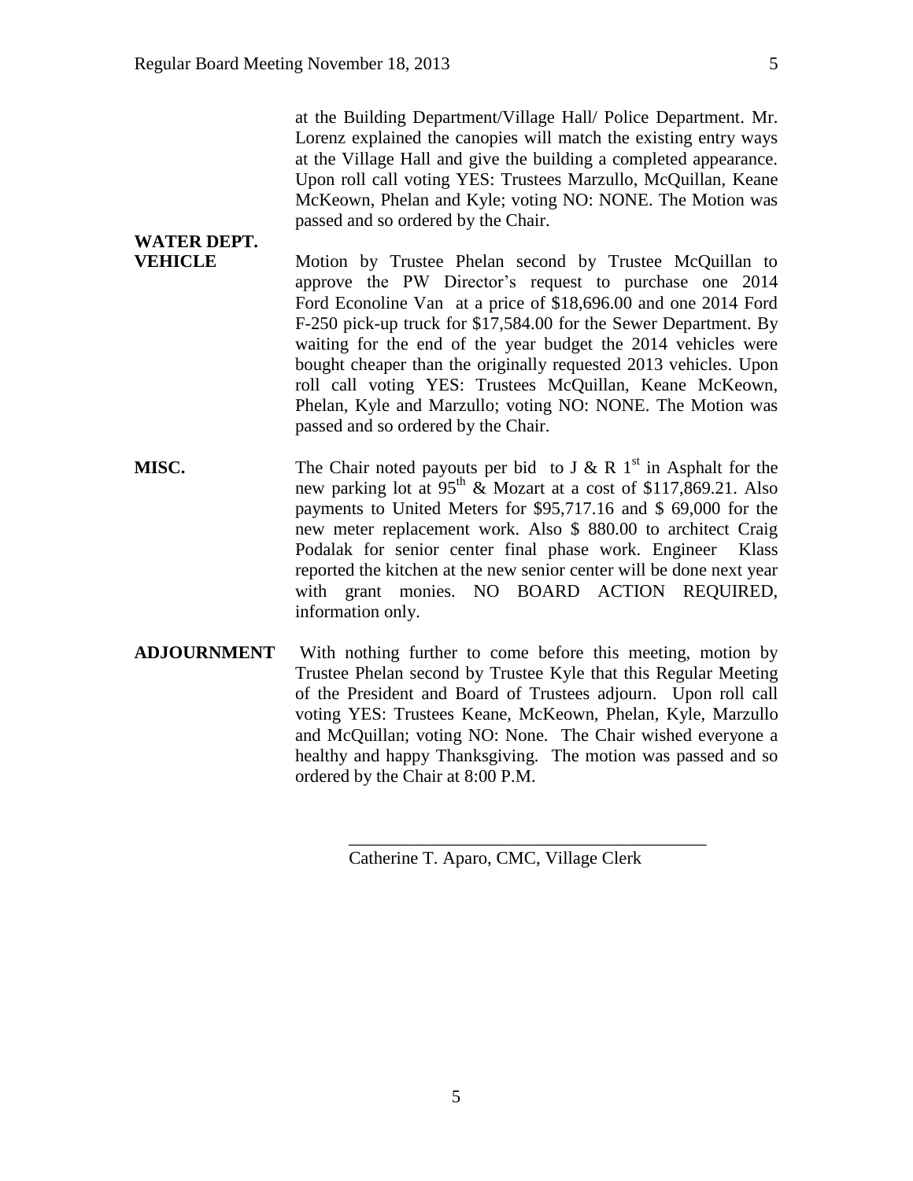at the Building Department/Village Hall/ Police Department. Mr. Lorenz explained the canopies will match the existing entry ways at the Village Hall and give the building a completed appearance. Upon roll call voting YES: Trustees Marzullo, McQuillan, Keane McKeown, Phelan and Kyle; voting NO: NONE. The Motion was passed and so ordered by the Chair.

**WATER DEPT. VEHICLE** Motion by Trustee Phelan second by Trustee McQuillan to approve the PW Director's request to purchase one 2014 Ford Econoline Van at a price of $18,696.00 and one 2014 Ford F-250 pick-up truck for $17,584.00 for the Sewer Department. By waiting for the end of the year budget the 2014 vehicles were bought cheaper than the originally requested 2013 vehicles. Upon roll call voting YES: Trustees McQuillan, Keane McKeown, Phelan, Kyle and Marzullo; voting NO: NONE. The Motion was passed and so ordered by the Chair.

**MISC.** The Chair noted payouts per bid to J & R 1st in Asphalt for the new parking lot at 95th & Mozart at a cost of $117,869.21. Also payments to United Meters for $95,717.16 and $ 69,000 for the new meter replacement work. Also $ 880.00 to architect Craig Podalak for senior center final phase work. Engineer Klass reported the kitchen at the new senior center will be done next year with grant monies. NO BOARD ACTION REQUIRED, information only.

**ADJOURNMENT** With nothing further to come before this meeting, motion by Trustee Phelan second by Trustee Kyle that this Regular Meeting of the President and Board of Trustees adjourn. Upon roll call voting YES: Trustees Keane, McKeown, Phelan, Kyle, Marzullo and McQuillan; voting NO: None. The Chair wished everyone a healthy and happy Thanksgiving. The motion was passed and so ordered by the Chair at 8:00 P.M.

\_\_\_\_\_\_\_\_\_\_\_\_\_\_\_\_\_\_\_\_\_\_\_\_\_\_\_\_\_\_\_\_\_\_\_\_\_\_\_\_

Catherine T. Aparo, CMC, Village Clerk